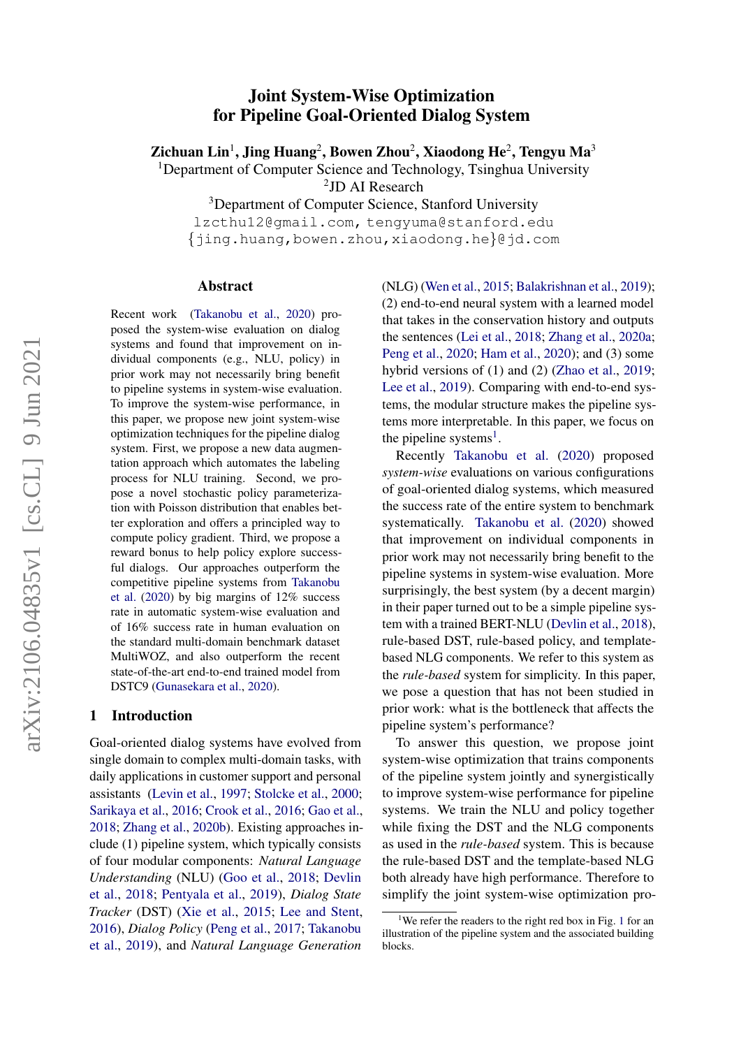# Joint System-Wise Optimization for Pipeline Goal-Oriented Dialog System

**Zichuan Lin[1], Jing Huang[2], Bowen Zhou[2], Xiaodong He[2], Tengyu Ma[3]**

[1]Department of Computer Science and Technology, Tsinghua University
[2]JD AI Research
[3]Department of Computer Science, Stanford University

lzcthu12@gmail.com, tengyuma@stanford.edu
{jing.huang,bowen.zhou,xiaodong.he}@jd.com

## Abstract

Recent work (Takanobu et al., 2020) proposed the system-wise evaluation on dialog systems and found that improvement on individual components (e.g., NLU, policy) in prior work may not necessarily bring benefit to pipeline systems in system-wise evaluation. To improve the system-wise performance, in this paper, we propose new joint system-wise optimization techniques for the pipeline dialog system. First, we propose a new data augmentation approach which automates the labeling process for NLU training. Second, we propose a novel stochastic policy parameterization with Poisson distribution that enables better exploration and offers a principled way to compute policy gradient. Third, we propose a reward bonus to help policy explore successful dialogs. Our approaches outperform the competitive pipeline systems from Takanobu et al. (2020) by big margins of 12% success rate in automatic system-wise evaluation and of 16% success rate in human evaluation on the standard multi-domain benchmark dataset MultiWOZ, and also outperform the recent state-of-the-art end-to-end trained model from DSTC9 (Gunasekara et al., 2020).

## 1 Introduction

Goal-oriented dialog systems have evolved from single domain to complex multi-domain tasks, with daily applications in customer support and personal assistants (Levin et al., 1997; Stolcke et al., 2000; Sarikaya et al., 2016; Crook et al., 2016; Gao et al., 2018; Zhang et al., 2020b). Existing approaches include (1) pipeline system, which typically consists of four modular components: *Natural Language Understanding* (NLU) (Goo et al., 2018; Devlin et al., 2018; Pentyala et al., 2019), *Dialog State Tracker* (DST) (Xie et al., 2015; Lee and Stent, 2016), *Dialog Policy* (Peng et al., 2017; Takanobu et al., 2019), and *Natural Language Generation* (NLG) (Wen et al., 2015; Balakrishnan et al., 2019); (2) end-to-end neural system with a learned model that takes in the conservation history and outputs the sentences (Lei et al., 2018; Zhang et al., 2020a; Peng et al., 2020; Ham et al., 2020); and (3) some hybrid versions of (1) and (2) (Zhao et al., 2019; Lee et al., 2019). Comparing with end-to-end systems, the modular structure makes the pipeline systems more interpretable. In this paper, we focus on the pipeline systems[1].

Recently Takanobu et al. (2020) proposed *system-wise* evaluations on various configurations of goal-oriented dialog systems, which measured the success rate of the entire system to benchmark systematically. Takanobu et al. (2020) showed that improvement on individual components in prior work may not necessarily bring benefit to the pipeline systems in system-wise evaluation. More surprisingly, the best system (by a decent margin) in their paper turned out to be a simple pipeline system with a trained BERT-NLU (Devlin et al., 2018), rule-based DST, rule-based policy, and template-based NLG components. We refer to this system as the *rule-based* system for simplicity. In this paper, we pose a question that has not been studied in prior work: what is the bottleneck that affects the pipeline system's performance?

To answer this question, we propose joint system-wise optimization that trains components of the pipeline system jointly and synergistically to improve system-wise performance for pipeline systems. We train the NLU and policy together while fixing the DST and the NLG components as used in the *rule-based* system. This is because the rule-based DST and the template-based NLG both already have high performance. Therefore to simplify the joint system-wise optimization pro-

[1]We refer the readers to the right red box in Fig. 1 for an illustration of the pipeline system and the associated building blocks.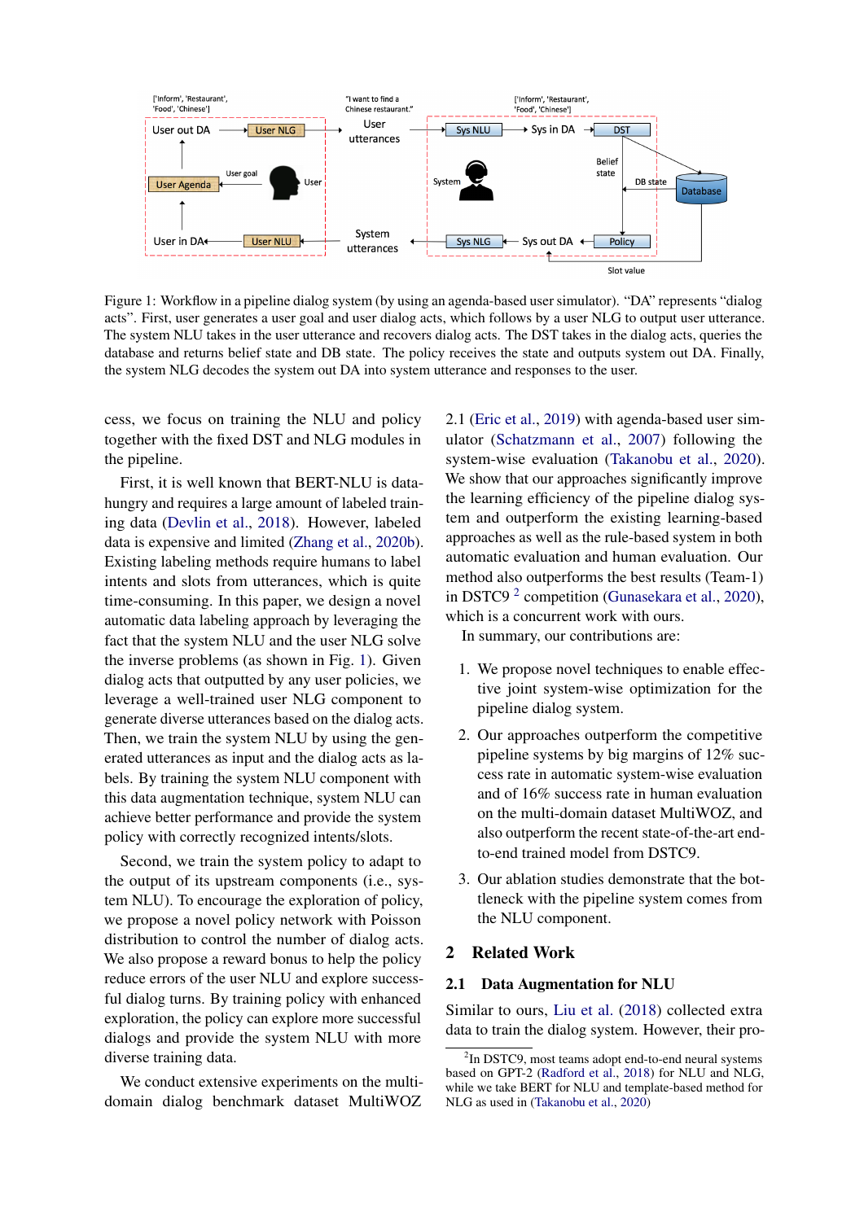Figure 1: Workflow in a pipeline dialog system (by using an agenda-based user simulator). "DA" represents "dialog acts". First, user generates a user goal and user dialog acts, which follows by a user NLG to output user utterance. The system NLU takes in the user utterance and recovers dialog acts. The DST takes in the dialog acts, queries the database and returns belief state and DB state. The policy receives the state and outputs system out DA. Finally, the system NLG decodes the system out DA into system utterance and responses to the user.

cess, we focus on training the NLU and policy together with the fixed DST and NLG modules in the pipeline.

First, it is well known that BERT-NLU is data-hungry and requires a large amount of labeled training data (Devlin et al., 2018). However, labeled data is expensive and limited (Zhang et al., 2020b). Existing labeling methods require humans to label intents and slots from utterances, which is quite time-consuming. In this paper, we design a novel automatic data labeling approach by leveraging the fact that the system NLU and the user NLG solve the inverse problems (as shown in Fig. 1). Given dialog acts that outputted by any user policies, we leverage a well-trained user NLG component to generate diverse utterances based on the dialog acts. Then, we train the system NLU by using the generated utterances as input and the dialog acts as labels. By training the system NLU component with this data augmentation technique, system NLU can achieve better performance and provide the system policy with correctly recognized intents/slots.

Second, we train the system policy to adapt to the output of its upstream components (i.e., system NLU). To encourage the exploration of policy, we propose a novel policy network with Poisson distribution to control the number of dialog acts. We also propose a reward bonus to help the policy reduce errors of the user NLU and explore successful dialog turns. By training policy with enhanced exploration, the policy can explore more successful dialogs and provide the system NLU with more diverse training data.

We conduct extensive experiments on the multi-domain dialog benchmark dataset MultiWOZ 2.1 (Eric et al., 2019) with agenda-based user simulator (Schatzmann et al., 2007) following the system-wise evaluation (Takanobu et al., 2020). We show that our approaches significantly improve the learning efficiency of the pipeline dialog system and outperform the existing learning-based approaches as well as the rule-based system in both automatic evaluation and human evaluation. Our method also outperforms the best results (Team-1) in DSTC9 [2] competition (Gunasekara et al., 2020), which is a concurrent work with ours.

In summary, our contributions are:

1. We propose novel techniques to enable effective joint system-wise optimization for the pipeline dialog system.
2. Our approaches outperform the competitive pipeline systems by big margins of 12% success rate in automatic system-wise evaluation and of 16% success rate in human evaluation on the multi-domain dataset MultiWOZ, and also outperform the recent state-of-the-art end-to-end trained model from DSTC9.
3. Our ablation studies demonstrate that the bottleneck with the pipeline system comes from the NLU component.

## 2 Related Work

### 2.1 Data Augmentation for NLU

Similar to ours, Liu et al. (2018) collected extra data to train the dialog system. However, their pro-

[2] In DSTC9, most teams adopt end-to-end neural systems based on GPT-2 (Radford et al., 2018) for NLU and NLG, while we take BERT for NLU and template-based method for NLG as used in (Takanobu et al., 2020)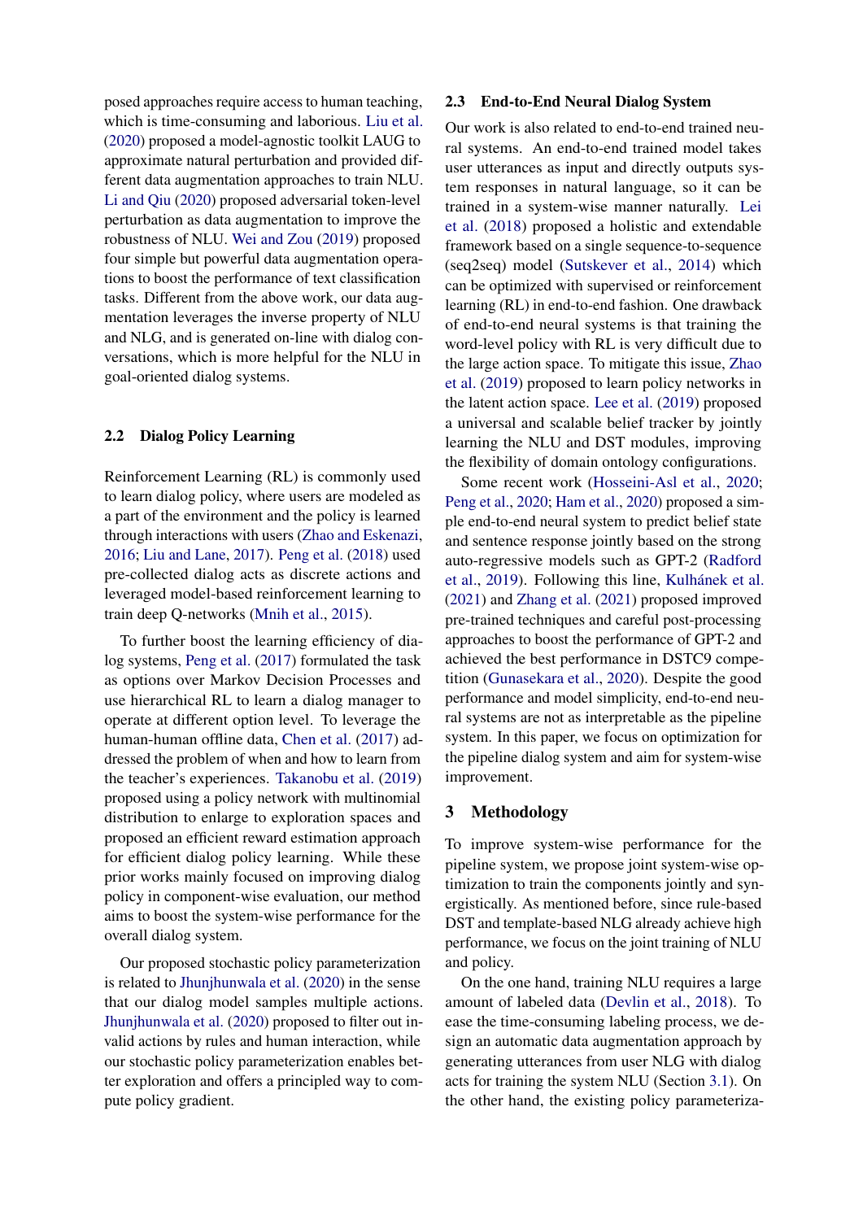posed approaches require access to human teaching, which is time-consuming and laborious. Liu et al. (2020) proposed a model-agnostic toolkit LAUG to approximate natural perturbation and provided different data augmentation approaches to train NLU. Li and Qiu (2020) proposed adversarial token-level perturbation as data augmentation to improve the robustness of NLU. Wei and Zou (2019) proposed four simple but powerful data augmentation operations to boost the performance of text classification tasks. Different from the above work, our data augmentation leverages the inverse property of NLU and NLG, and is generated on-line with dialog conversations, which is more helpful for the NLU in goal-oriented dialog systems.

## 2.2 Dialog Policy Learning

Reinforcement Learning (RL) is commonly used to learn dialog policy, where users are modeled as a part of the environment and the policy is learned through interactions with users (Zhao and Eskenazi, 2016; Liu and Lane, 2017). Peng et al. (2018) used pre-collected dialog acts as discrete actions and leveraged model-based reinforcement learning to train deep Q-networks (Mnih et al., 2015).

To further boost the learning efficiency of dialog systems, Peng et al. (2017) formulated the task as options over Markov Decision Processes and use hierarchical RL to learn a dialog manager to operate at different option level. To leverage the human-human offline data, Chen et al. (2017) addressed the problem of when and how to learn from the teacher's experiences. Takanobu et al. (2019) proposed using a policy network with multinomial distribution to enlarge to exploration spaces and proposed an efficient reward estimation approach for efficient dialog policy learning. While these prior works mainly focused on improving dialog policy in component-wise evaluation, our method aims to boost the system-wise performance for the overall dialog system.

Our proposed stochastic policy parameterization is related to Jhunjhunwala et al. (2020) in the sense that our dialog model samples multiple actions. Jhunjhunwala et al. (2020) proposed to filter out invalid actions by rules and human interaction, while our stochastic policy parameterization enables better exploration and offers a principled way to compute policy gradient.

## 2.3 End-to-End Neural Dialog System

Our work is also related to end-to-end trained neural systems. An end-to-end trained model takes user utterances as input and directly outputs system responses in natural language, so it can be trained in a system-wise manner naturally. Lei et al. (2018) proposed a holistic and extendable framework based on a single sequence-to-sequence (seq2seq) model (Sutskever et al., 2014) which can be optimized with supervised or reinforcement learning (RL) in end-to-end fashion. One drawback of end-to-end neural systems is that training the word-level policy with RL is very difficult due to the large action space. To mitigate this issue, Zhao et al. (2019) proposed to learn policy networks in the latent action space. Lee et al. (2019) proposed a universal and scalable belief tracker by jointly learning the NLU and DST modules, improving the flexibility of domain ontology configurations.

Some recent work (Hosseini-Asl et al., 2020; Peng et al., 2020; Ham et al., 2020) proposed a simple end-to-end neural system to predict belief state and sentence response jointly based on the strong auto-regressive models such as GPT-2 (Radford et al., 2019). Following this line, Kulhánek et al. (2021) and Zhang et al. (2021) proposed improved pre-trained techniques and careful post-processing approaches to boost the performance of GPT-2 and achieved the best performance in DSTC9 competition (Gunasekara et al., 2020). Despite the good performance and model simplicity, end-to-end neural systems are not as interpretable as the pipeline system. In this paper, we focus on optimization for the pipeline dialog system and aim for system-wise improvement.

# 3 Methodology

To improve system-wise performance for the pipeline system, we propose joint system-wise optimization to train the components jointly and synergistically. As mentioned before, since rule-based DST and template-based NLG already achieve high performance, we focus on the joint training of NLU and policy.

On the one hand, training NLU requires a large amount of labeled data (Devlin et al., 2018). To ease the time-consuming labeling process, we design an automatic data augmentation approach by generating utterances from user NLG with dialog acts for training the system NLU (Section 3.1). On the other hand, the existing policy parameteriza-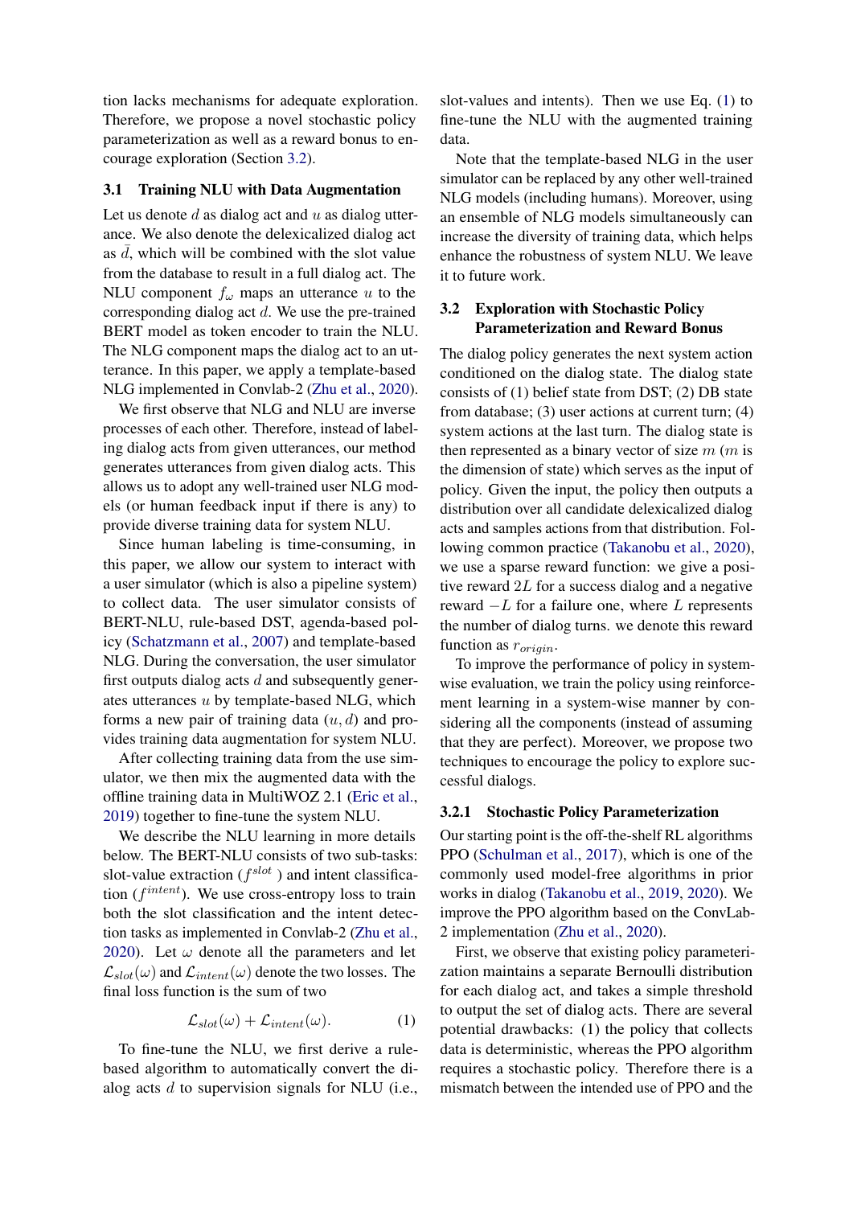tion lacks mechanisms for adequate exploration. Therefore, we propose a novel stochastic policy parameterization as well as a reward bonus to encourage exploration (Section 3.2).

### 3.1 Training NLU with Data Augmentation

Let us denote $d$ as dialog act and $u$ as dialog utterance. We also denote the delexicalized dialog act as $\bar{d}$, which will be combined with the slot value from the database to result in a full dialog act. The NLU component $f_\omega$ maps an utterance $u$ to the corresponding dialog act $d$. We use the pre-trained BERT model as token encoder to train the NLU. The NLG component maps the dialog act to an utterance. In this paper, we apply a template-based NLG implemented in Convlab-2 (Zhu et al., 2020).

We first observe that NLG and NLU are inverse processes of each other. Therefore, instead of labeling dialog acts from given utterances, our method generates utterances from given dialog acts. This allows us to adopt any well-trained user NLG models (or human feedback input if there is any) to provide diverse training data for system NLU.

Since human labeling is time-consuming, in this paper, we allow our system to interact with a user simulator (which is also a pipeline system) to collect data. The user simulator consists of BERT-NLU, rule-based DST, agenda-based policy (Schatzmann et al., 2007) and template-based NLG. During the conversation, the user simulator first outputs dialog acts $d$ and subsequently generates utterances $u$ by template-based NLG, which forms a new pair of training data $(u, d)$ and provides training data augmentation for system NLU.

After collecting training data from the use simulator, we then mix the augmented data with the offline training data in MultiWOZ 2.1 (Eric et al., 2019) together to fine-tune the system NLU.

We describe the NLU learning in more details below. The BERT-NLU consists of two sub-tasks: slot-value extraction ($f^{slot}$ ) and intent classification ($f^{intent}$). We use cross-entropy loss to train both the slot classification and the intent detection tasks as implemented in Convlab-2 (Zhu et al., 2020). Let $\omega$ denote all the parameters and let $\mathcal{L}_{slot}(\omega)$ and $\mathcal{L}_{intent}(\omega)$ denote the two losses. The final loss function is the sum of two

$$\mathcal{L}_{slot}(\omega) + \mathcal{L}_{intent}(\omega). \tag{1}$$

To fine-tune the NLU, we first derive a rule-based algorithm to automatically convert the dialog acts $d$ to supervision signals for NLU (i.e., slot-values and intents). Then we use Eq. (1) to fine-tune the NLU with the augmented training data.

Note that the template-based NLG in the user simulator can be replaced by any other well-trained NLG models (including humans). Moreover, using an ensemble of NLG models simultaneously can increase the diversity of training data, which helps enhance the robustness of system NLU. We leave it to future work.

### 3.2 Exploration with Stochastic Policy Parameterization and Reward Bonus

The dialog policy generates the next system action conditioned on the dialog state. The dialog state consists of (1) belief state from DST; (2) DB state from database; (3) user actions at current turn; (4) system actions at the last turn. The dialog state is then represented as a binary vector of size $m$ ($m$ is the dimension of state) which serves as the input of policy. Given the input, the policy then outputs a distribution over all candidate delexicalized dialog acts and samples actions from that distribution. Following common practice (Takanobu et al., 2020), we use a sparse reward function: we give a positive reward $2L$ for a success dialog and a negative reward $-L$ for a failure one, where $L$ represents the number of dialog turns. we denote this reward function as $r_{origin}$.

To improve the performance of policy in system-wise evaluation, we train the policy using reinforcement learning in a system-wise manner by considering all the components (instead of assuming that they are perfect). Moreover, we propose two techniques to encourage the policy to explore successful dialogs.

#### 3.2.1 Stochastic Policy Parameterization

Our starting point is the off-the-shelf RL algorithms PPO (Schulman et al., 2017), which is one of the commonly used model-free algorithms in prior works in dialog (Takanobu et al., 2019, 2020). We improve the PPO algorithm based on the ConvLab-2 implementation (Zhu et al., 2020).

First, we observe that existing policy parameterization maintains a separate Bernoulli distribution for each dialog act, and takes a simple threshold to output the set of dialog acts. There are several potential drawbacks: (1) the policy that collects data is deterministic, whereas the PPO algorithm requires a stochastic policy. Therefore there is a mismatch between the intended use of PPO and the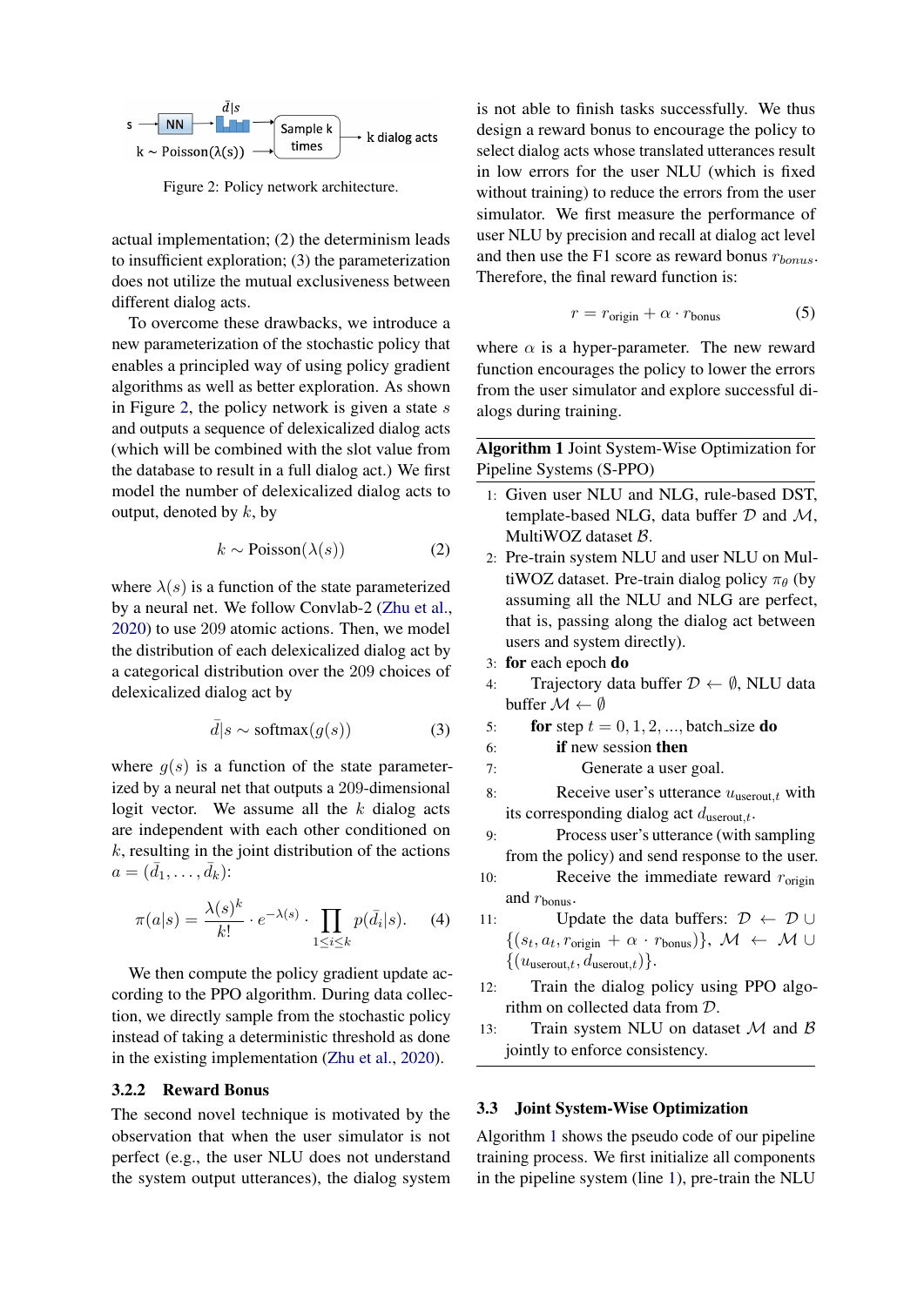Figure 2: Policy network architecture.

actual implementation; (2) the determinism leads to insufficient exploration; (3) the parameterization does not utilize the mutual exclusiveness between different dialog acts.

To overcome these drawbacks, we introduce a new parameterization of the stochastic policy that enables a principled way of using policy gradient algorithms as well as better exploration. As shown in Figure 2, the policy network is given a state $s$ and outputs a sequence of delexicalized dialog acts (which will be combined with the slot value from the database to result in a full dialog act.) We first model the number of delexicalized dialog acts to output, denoted by $k$, by

$$k \sim \text{Poisson}(\lambda(s)) \tag{2}$$

where $\lambda(s)$ is a function of the state parameterized by a neural net. We follow Convlab-2 (Zhu et al., 2020) to use 209 atomic actions. Then, we model the distribution of each delexicalized dialog act by a categorical distribution over the 209 choices of delexicalized dialog act by

$$\bar{d}|s \sim \text{softmax}(g(s)) \tag{3}$$

where $g(s)$ is a function of the state parameterized by a neural net that outputs a 209-dimensional logit vector. We assume all the $k$ dialog acts are independent with each other conditioned on $k$, resulting in the joint distribution of the actions $a = (\bar{d}_1, \ldots, \bar{d}_k)$:

$$\pi(a|s) = \frac{\lambda(s)^k}{k!} \cdot e^{-\lambda(s)} \cdot \prod_{1 \leq i \leq k} p(\bar{d}_i|s). \tag{4}$$

We then compute the policy gradient update according to the PPO algorithm. During data collection, we directly sample from the stochastic policy instead of taking a deterministic threshold as done in the existing implementation (Zhu et al., 2020).

### 3.2.2 Reward Bonus

The second novel technique is motivated by the observation that when the user simulator is not perfect (e.g., the user NLU does not understand the system output utterances), the dialog system is not able to finish tasks successfully. We thus design a reward bonus to encourage the policy to select dialog acts whose translated utterances result in low errors for the user NLU (which is fixed without training) to reduce the errors from the user simulator. We first measure the performance of user NLU by precision and recall at dialog act level and then use the F1 score as reward bonus $r_{bonus}$. Therefore, the final reward function is:

$$r = r_{\text{origin}} + \alpha \cdot r_{\text{bonus}} \tag{5}$$

where $\alpha$ is a hyper-parameter. The new reward function encourages the policy to lower the errors from the user simulator and explore successful dialogs during training.

**Algorithm 1** Joint System-Wise Optimization for Pipeline Systems (S-PPO)

1: Given user NLU and NLG, rule-based DST, template-based NLG, data buffer $\mathcal{D}$ and $\mathcal{M}$, MultiWOZ dataset $\mathcal{B}$.
2: Pre-train system NLU and user NLU on MultiWOZ dataset. Pre-train dialog policy $\pi_\theta$ (by assuming all the NLU and NLG are perfect, that is, passing along the dialog act between users and system directly).
3: **for** each epoch **do**
4: Trajectory data buffer $\mathcal{D} \leftarrow \emptyset$, NLU data buffer $\mathcal{M} \leftarrow \emptyset$
5: **for** step $t = 0, 1, 2, ...,$ batch_size **do**
6: **if** new session **then**
7: Generate a user goal.
8: Receive user's utterance $u_{\text{userout},t}$ with its corresponding dialog act $d_{\text{userout},t}$.
9: Process user's utterance (with sampling from the policy) and send response to the user.
10: Receive the immediate reward $r_{\text{origin}}$ and $r_{\text{bonus}}$.
11: Update the data buffers: $\mathcal{D} \leftarrow \mathcal{D} \cup \{(s_t, a_t, r_{\text{origin}} + \alpha \cdot r_{\text{bonus}})\}$, $\mathcal{M} \leftarrow \mathcal{M} \cup \{(u_{\text{userout},t}, d_{\text{userout},t})\}$.
12: Train the dialog policy using PPO algorithm on collected data from $\mathcal{D}$.
13: Train system NLU on dataset $\mathcal{M}$ and $\mathcal{B}$ jointly to enforce consistency.

## 3.3 Joint System-Wise Optimization

Algorithm 1 shows the pseudo code of our pipeline training process. We first initialize all components in the pipeline system (line 1), pre-train the NLU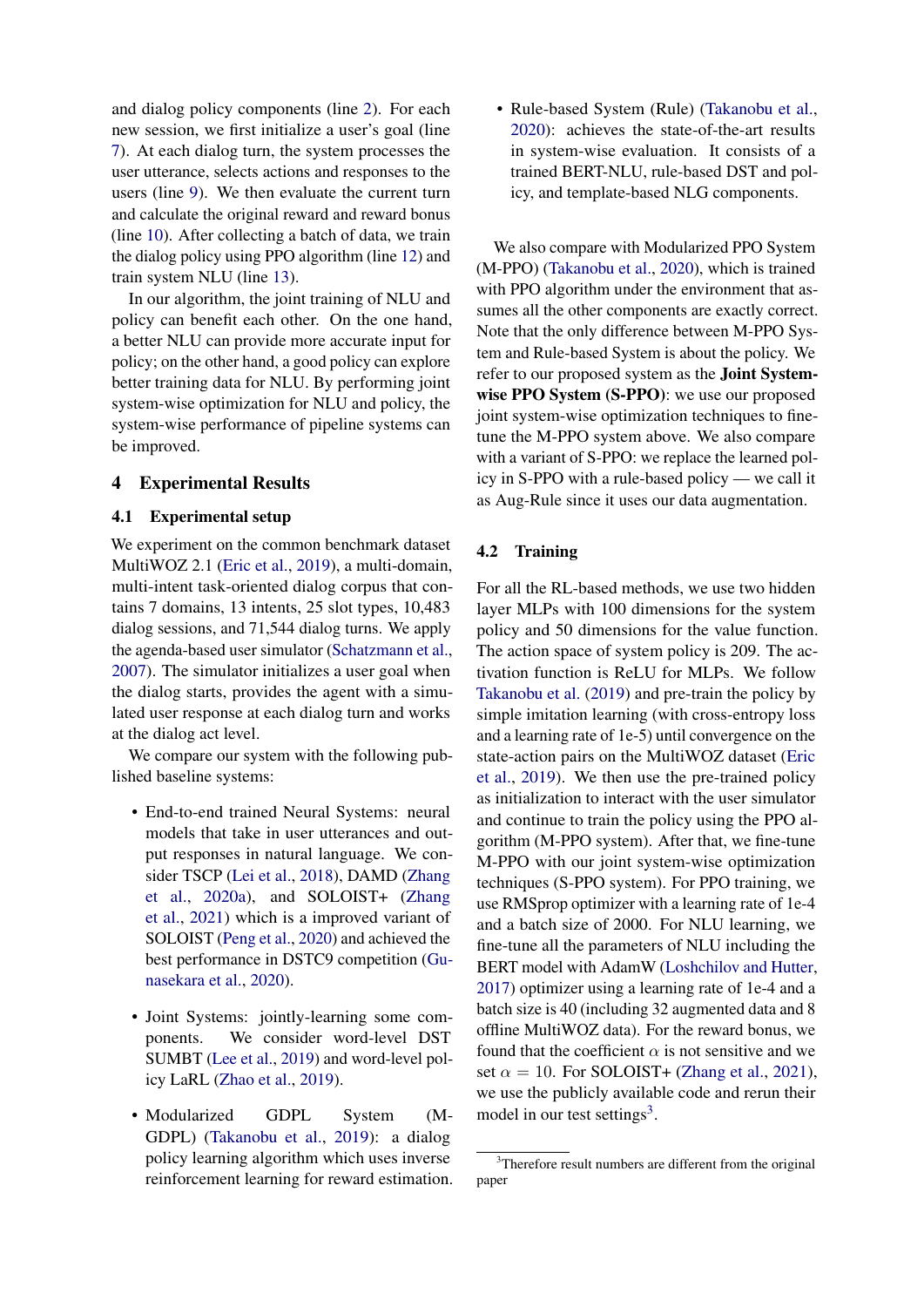and dialog policy components (line 2). For each new session, we first initialize a user's goal (line 7). At each dialog turn, the system processes the user utterance, selects actions and responses to the users (line 9). We then evaluate the current turn and calculate the original reward and reward bonus (line 10). After collecting a batch of data, we train the dialog policy using PPO algorithm (line 12) and train system NLU (line 13).

In our algorithm, the joint training of NLU and policy can benefit each other. On the one hand, a better NLU can provide more accurate input for policy; on the other hand, a good policy can explore better training data for NLU. By performing joint system-wise optimization for NLU and policy, the system-wise performance of pipeline systems can be improved.

## 4 Experimental Results

### 4.1 Experimental setup

We experiment on the common benchmark dataset MultiWOZ 2.1 (Eric et al., 2019), a multi-domain, multi-intent task-oriented dialog corpus that contains 7 domains, 13 intents, 25 slot types, 10,483 dialog sessions, and 71,544 dialog turns. We apply the agenda-based user simulator (Schatzmann et al., 2007). The simulator initializes a user goal when the dialog starts, provides the agent with a simulated user response at each dialog turn and works at the dialog act level.

We compare our system with the following published baseline systems:

- End-to-end trained Neural Systems: neural models that take in user utterances and output responses in natural language. We consider TSCP (Lei et al., 2018), DAMD (Zhang et al., 2020a), and SOLOIST+ (Zhang et al., 2021) which is a improved variant of SOLOIST (Peng et al., 2020) and achieved the best performance in DSTC9 competition (Gunasekara et al., 2020).

- Joint Systems: jointly-learning some components. We consider word-level DST SUMBT (Lee et al., 2019) and word-level policy LaRL (Zhao et al., 2019).

- Modularized GDPL System (M-GDPL) (Takanobu et al., 2019): a dialog policy learning algorithm which uses inverse reinforcement learning for reward estimation.

- Rule-based System (Rule) (Takanobu et al., 2020): achieves the state-of-the-art results in system-wise evaluation. It consists of a trained BERT-NLU, rule-based DST and policy, and template-based NLG components.

We also compare with Modularized PPO System (M-PPO) (Takanobu et al., 2020), which is trained with PPO algorithm under the environment that assumes all the other components are exactly correct. Note that the only difference between M-PPO System and Rule-based System is about the policy. We refer to our proposed system as the **Joint System-wise PPO System (S-PPO)**: we use our proposed joint system-wise optimization techniques to fine-tune the M-PPO system above. We also compare with a variant of S-PPO: we replace the learned policy in S-PPO with a rule-based policy — we call it as Aug-Rule since it uses our data augmentation.

### 4.2 Training

For all the RL-based methods, we use two hidden layer MLPs with 100 dimensions for the system policy and 50 dimensions for the value function. The action space of system policy is 209. The activation function is ReLU for MLPs. We follow Takanobu et al. (2019) and pre-train the policy by simple imitation learning (with cross-entropy loss and a learning rate of 1e-5) until convergence on the state-action pairs on the MultiWOZ dataset (Eric et al., 2019). We then use the pre-trained policy as initialization to interact with the user simulator and continue to train the policy using the PPO algorithm (M-PPO system). After that, we fine-tune M-PPO with our joint system-wise optimization techniques (S-PPO system). For PPO training, we use RMSprop optimizer with a learning rate of 1e-4 and a batch size of 2000. For NLU learning, we fine-tune all the parameters of NLU including the BERT model with AdamW (Loshchilov and Hutter, 2017) optimizer using a learning rate of 1e-4 and a batch size is 40 (including 32 augmented data and 8 offline MultiWOZ data). For the reward bonus, we found that the coefficient $\alpha$ is not sensitive and we set $\alpha = 10$. For SOLOIST+ (Zhang et al., 2021), we use the publicly available code and rerun their model in our test settings[3].

[3]Therefore result numbers are different from the original paper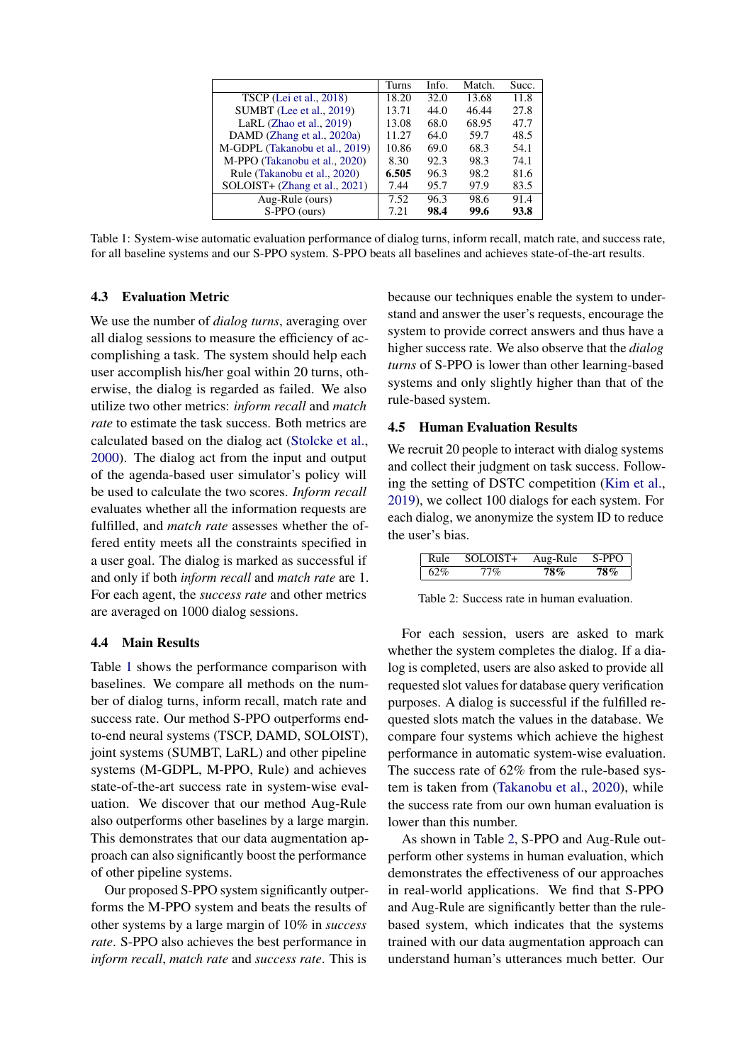|  | Turns | Info. | Match. | Succ. |
|---|---|---|---|---|
| TSCP (Lei et al., 2018) | 18.20 | 32.0 | 13.68 | 11.8 |
| SUMBT (Lee et al., 2019) | 13.71 | 44.0 | 46.44 | 27.8 |
| LaRL (Zhao et al., 2019) | 13.08 | 68.0 | 68.95 | 47.7 |
| DAMD (Zhang et al., 2020a) | 11.27 | 64.0 | 59.7 | 48.5 |
| M-GDPL (Takanobu et al., 2019) | 10.86 | 69.0 | 68.3 | 54.1 |
| M-PPO (Takanobu et al., 2020) | 8.30 | 92.3 | 98.3 | 74.1 |
| Rule (Takanobu et al., 2020) | **6.505** | 96.3 | 98.2 | 81.6 |
| SOLOIST+ (Zhang et al., 2021) | 7.44 | 95.7 | 97.9 | 83.5 |
| Aug-Rule (ours) | 7.52 | 96.3 | 98.6 | 91.4 |
| S-PPO (ours) | 7.21 | **98.4** | **99.6** | **93.8** |

Table 1: System-wise automatic evaluation performance of dialog turns, inform recall, match rate, and success rate, for all baseline systems and our S-PPO system. S-PPO beats all baselines and achieves state-of-the-art results.

### 4.3 Evaluation Metric

We use the number of *dialog turns*, averaging over all dialog sessions to measure the efficiency of accomplishing a task. The system should help each user accomplish his/her goal within 20 turns, otherwise, the dialog is regarded as failed. We also utilize two other metrics: *inform recall* and *match rate* to estimate the task success. Both metrics are calculated based on the dialog act (Stolcke et al., 2000). The dialog act from the input and output of the agenda-based user simulator's policy will be used to calculate the two scores. *Inform recall* evaluates whether all the information requests are fulfilled, and *match rate* assesses whether the offered entity meets all the constraints specified in a user goal. The dialog is marked as successful if and only if both *inform recall* and *match rate* are 1. For each agent, the *success rate* and other metrics are averaged on 1000 dialog sessions.

### 4.4 Main Results

Table 1 shows the performance comparison with baselines. We compare all methods on the number of dialog turns, inform recall, match rate and success rate. Our method S-PPO outperforms end-to-end neural systems (TSCP, DAMD, SOLOIST), joint systems (SUMBT, LaRL) and other pipeline systems (M-GDPL, M-PPO, Rule) and achieves state-of-the-art success rate in system-wise evaluation. We discover that our method Aug-Rule also outperforms other baselines by a large margin. This demonstrates that our data augmentation approach can also significantly boost the performance of other pipeline systems.

Our proposed S-PPO system significantly outperforms the M-PPO system and beats the results of other systems by a large margin of 10% in *success rate*. S-PPO also achieves the best performance in *inform recall*, *match rate* and *success rate*. This is because our techniques enable the system to understand and answer the user's requests, encourage the system to provide correct answers and thus have a higher success rate. We also observe that the *dialog turns* of S-PPO is lower than other learning-based systems and only slightly higher than that of the rule-based system.

### 4.5 Human Evaluation Results

We recruit 20 people to interact with dialog systems and collect their judgment on task success. Following the setting of DSTC competition (Kim et al., 2019), we collect 100 dialogs for each system. For each dialog, we anonymize the system ID to reduce the user's bias.

| Rule | SOLOIST+ | Aug-Rule | S-PPO |
|---|---|---|---|
| 62% | 77% | **78%** | **78%** |

Table 2: Success rate in human evaluation.

For each session, users are asked to mark whether the system completes the dialog. If a dialog is completed, users are also asked to provide all requested slot values for database query verification purposes. A dialog is successful if the fulfilled requested slots match the values in the database. We compare four systems which achieve the highest performance in automatic system-wise evaluation. The success rate of 62% from the rule-based system is taken from (Takanobu et al., 2020), while the success rate from our own human evaluation is lower than this number.

As shown in Table 2, S-PPO and Aug-Rule outperform other systems in human evaluation, which demonstrates the effectiveness of our approaches in real-world applications. We find that S-PPO and Aug-Rule are significantly better than the rule-based system, which indicates that the systems trained with our data augmentation approach can understand human's utterances much better. Our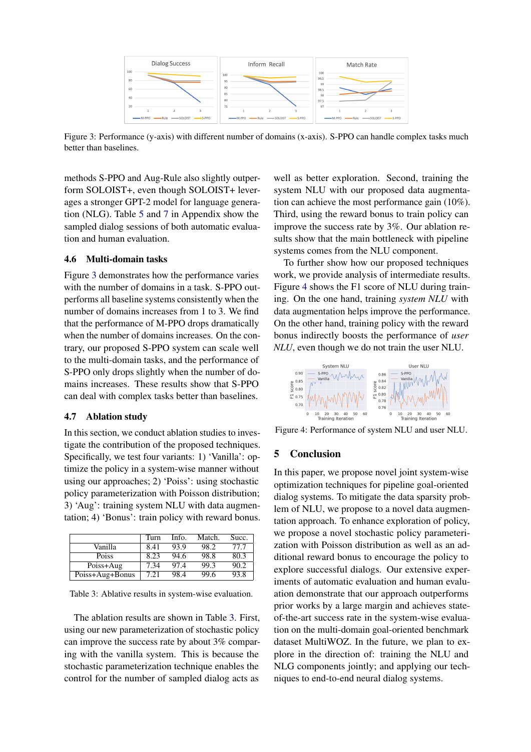Figure 3: Performance (y-axis) with different number of domains (x-axis). S-PPO can handle complex tasks much better than baselines.

methods S-PPO and Aug-Rule also slightly outperform SOLOIST+, even though SOLOIST+ leverages a stronger GPT-2 model for language generation (NLG). Table 5 and 7 in Appendix show the sampled dialog sessions of both automatic evaluation and human evaluation.

### 4.6 Multi-domain tasks

Figure 3 demonstrates how the performance varies with the number of domains in a task. S-PPO outperforms all baseline systems consistently when the number of domains increases from 1 to 3. We find that the performance of M-PPO drops dramatically when the number of domains increases. On the contrary, our proposed S-PPO system can scale well to the multi-domain tasks, and the performance of S-PPO only drops slightly when the number of domains increases. These results show that S-PPO can deal with complex tasks better than baselines.

### 4.7 Ablation study

In this section, we conduct ablation studies to investigate the contribution of the proposed techniques. Specifically, we test four variants: 1) 'Vanilla': optimize the policy in a system-wise manner without using our approaches; 2) 'Poiss': using stochastic policy parameterization with Poisson distribution; 3) 'Aug': training system NLU with data augmentation; 4) 'Bonus': train policy with reward bonus.

| | Turn | Info. | Match. | Succ. |
|---|---|---|---|---|
| Vanilla | 8.41 | 93.9 | 98.2 | 77.7 |
| Poiss | 8.23 | 94.6 | 98.8 | 80.3 |
| Poiss+Aug | 7.34 | 97.4 | 99.3 | 90.2 |
| Poiss+Aug+Bonus | 7.21 | 98.4 | 99.6 | 93.8 |

Table 3: Ablative results in system-wise evaluation.

The ablation results are shown in Table 3. First, using our new parameterization of stochastic policy can improve the success rate by about 3% comparing with the vanilla system. This is because the stochastic parameterization technique enables the control for the number of sampled dialog acts as well as better exploration. Second, training the system NLU with our proposed data augmentation can achieve the most performance gain (10%). Third, using the reward bonus to train policy can improve the success rate by 3%. Our ablation results show that the main bottleneck with pipeline systems comes from the NLU component.

To further show how our proposed techniques work, we provide analysis of intermediate results. Figure 4 shows the F1 score of NLU during training. On the one hand, training *system NLU* with data augmentation helps improve the performance. On the other hand, training policy with the reward bonus indirectly boosts the performance of *user NLU*, even though we do not train the user NLU.

Figure 4: Performance of system NLU and user NLU.

## 5 Conclusion

In this paper, we propose novel joint system-wise optimization techniques for pipeline goal-oriented dialog systems. To mitigate the data sparsity problem of NLU, we propose to a novel data augmentation approach. To enhance exploration of policy, we propose a novel stochastic policy parameterization with Poisson distribution as well as an additional reward bonus to encourage the policy to explore successful dialogs. Our extensive experiments of automatic evaluation and human evaluation demonstrate that our approach outperforms prior works by a large margin and achieves state-of-the-art success rate in the system-wise evaluation on the multi-domain goal-oriented benchmark dataset MultiWOZ. In the future, we plan to explore in the direction of: training the NLU and NLG components jointly; and applying our techniques to end-to-end neural dialog systems.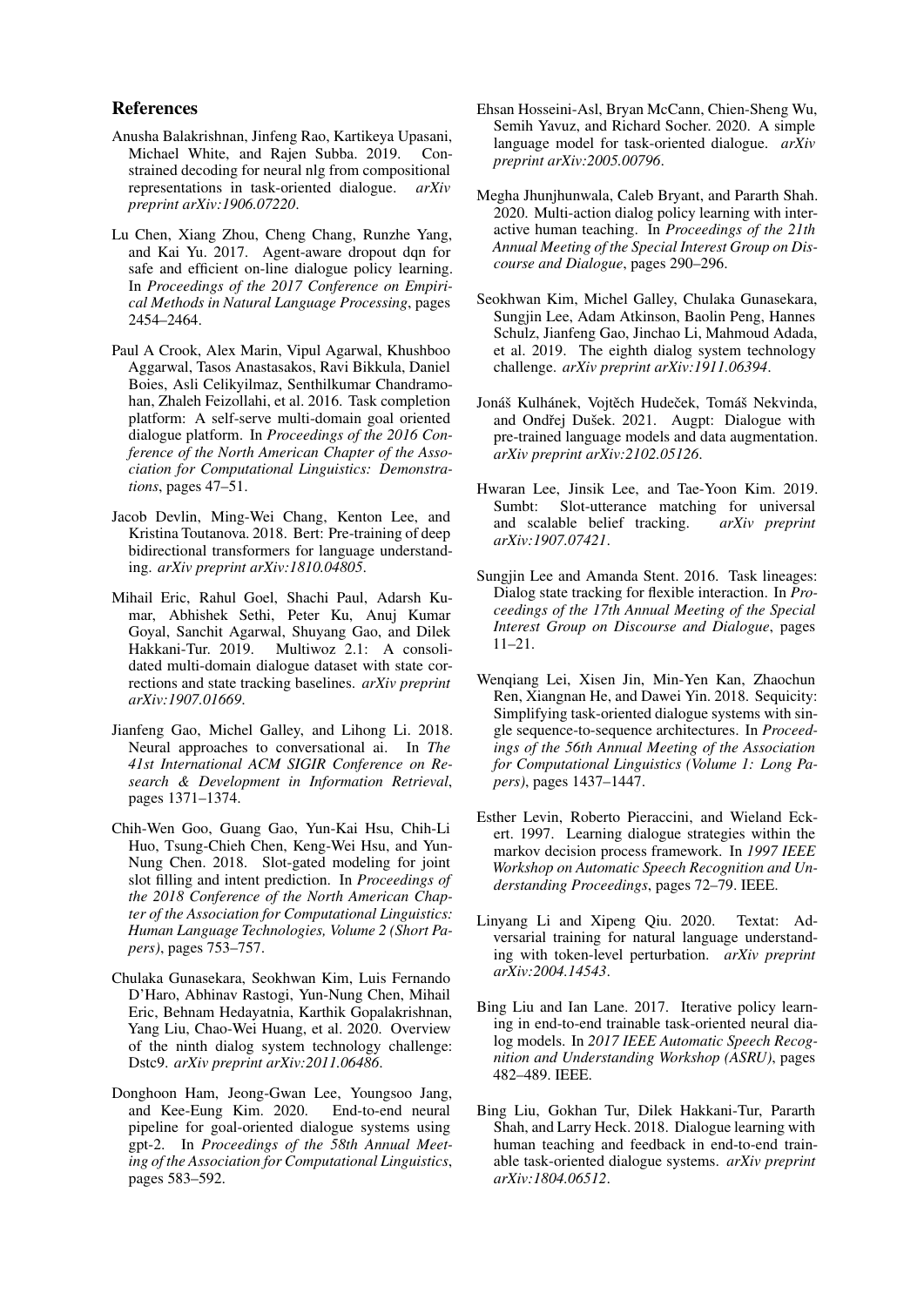## References

Anusha Balakrishnan, Jinfeng Rao, Kartikeya Upasani, Michael White, and Rajen Subba. 2019. Constrained decoding for neural nlg from compositional representations in task-oriented dialogue. *arXiv preprint arXiv:1906.07220*.

Lu Chen, Xiang Zhou, Cheng Chang, Runzhe Yang, and Kai Yu. 2017. Agent-aware dropout dqn for safe and efficient on-line dialogue policy learning. In *Proceedings of the 2017 Conference on Empirical Methods in Natural Language Processing*, pages 2454–2464.

Paul A Crook, Alex Marin, Vipul Agarwal, Khushboo Aggarwal, Tasos Anastasakos, Ravi Bikkula, Daniel Boies, Asli Celikyilmaz, Senthilkumar Chandramohan, Zhaleh Feizollahi, et al. 2016. Task completion platform: A self-serve multi-domain goal oriented dialogue platform. In *Proceedings of the 2016 Conference of the North American Chapter of the Association for Computational Linguistics: Demonstrations*, pages 47–51.

Jacob Devlin, Ming-Wei Chang, Kenton Lee, and Kristina Toutanova. 2018. Bert: Pre-training of deep bidirectional transformers for language understanding. *arXiv preprint arXiv:1810.04805*.

Mihail Eric, Rahul Goel, Shachi Paul, Adarsh Kumar, Abhishek Sethi, Peter Ku, Anuj Kumar Goyal, Sanchit Agarwal, Shuyang Gao, and Dilek Hakkani-Tur. 2019. Multiwoz 2.1: A consolidated multi-domain dialogue dataset with state corrections and state tracking baselines. *arXiv preprint arXiv:1907.01669*.

Jianfeng Gao, Michel Galley, and Lihong Li. 2018. Neural approaches to conversational ai. In *The 41st International ACM SIGIR Conference on Research & Development in Information Retrieval*, pages 1371–1374.

Chih-Wen Goo, Guang Gao, Yun-Kai Hsu, Chih-Li Huo, Tsung-Chieh Chen, Keng-Wei Hsu, and Yun-Nung Chen. 2018. Slot-gated modeling for joint slot filling and intent prediction. In *Proceedings of the 2018 Conference of the North American Chapter of the Association for Computational Linguistics: Human Language Technologies, Volume 2 (Short Papers)*, pages 753–757.

Chulaka Gunasekara, Seokhwan Kim, Luis Fernando D'Haro, Abhinav Rastogi, Yun-Nung Chen, Mihail Eric, Behnam Hedayatnia, Karthik Gopalakrishnan, Yang Liu, Chao-Wei Huang, et al. 2020. Overview of the ninth dialog system technology challenge: Dstc9. *arXiv preprint arXiv:2011.06486*.

Donghoon Ham, Jeong-Gwan Lee, Youngsoo Jang, and Kee-Eung Kim. 2020. End-to-end neural pipeline for goal-oriented dialogue systems using gpt-2. In *Proceedings of the 58th Annual Meeting of the Association for Computational Linguistics*, pages 583–592.

Ehsan Hosseini-Asl, Bryan McCann, Chien-Sheng Wu, Semih Yavuz, and Richard Socher. 2020. A simple language model for task-oriented dialogue. *arXiv preprint arXiv:2005.00796*.

Megha Jhunjhunwala, Caleb Bryant, and Pararth Shah. 2020. Multi-action dialog policy learning with interactive human teaching. In *Proceedings of the 21th Annual Meeting of the Special Interest Group on Discourse and Dialogue*, pages 290–296.

Seokhwan Kim, Michel Galley, Chulaka Gunasekara, Sungjin Lee, Adam Atkinson, Baolin Peng, Hannes Schulz, Jianfeng Gao, Jinchao Li, Mahmoud Adada, et al. 2019. The eighth dialog system technology challenge. *arXiv preprint arXiv:1911.06394*.

Jonáš Kulhánek, Vojtěch Hudeček, Tomáš Nekvinda, and Ondřej Dušek. 2021. Augpt: Dialogue with pre-trained language models and data augmentation. *arXiv preprint arXiv:2102.05126*.

Hwaran Lee, Jinsik Lee, and Tae-Yoon Kim. 2019. Sumbt: Slot-utterance matching for universal and scalable belief tracking. *arXiv preprint arXiv:1907.07421*.

Sungjin Lee and Amanda Stent. 2016. Task lineages: Dialog state tracking for flexible interaction. In *Proceedings of the 17th Annual Meeting of the Special Interest Group on Discourse and Dialogue*, pages 11–21.

Wenqiang Lei, Xisen Jin, Min-Yen Kan, Zhaochun Ren, Xiangnan He, and Dawei Yin. 2018. Sequicity: Simplifying task-oriented dialogue systems with single sequence-to-sequence architectures. In *Proceedings of the 56th Annual Meeting of the Association for Computational Linguistics (Volume 1: Long Papers)*, pages 1437–1447.

Esther Levin, Roberto Pieraccini, and Wieland Eckert. 1997. Learning dialogue strategies within the markov decision process framework. In *1997 IEEE Workshop on Automatic Speech Recognition and Understanding Proceedings*, pages 72–79. IEEE.

Linyang Li and Xipeng Qiu. 2020. Textat: Adversarial training for natural language understanding with token-level perturbation. *arXiv preprint arXiv:2004.14543*.

Bing Liu and Ian Lane. 2017. Iterative policy learning in end-to-end trainable task-oriented neural dialog models. In *2017 IEEE Automatic Speech Recognition and Understanding Workshop (ASRU)*, pages 482–489. IEEE.

Bing Liu, Gokhan Tur, Dilek Hakkani-Tur, Pararth Shah, and Larry Heck. 2018. Dialogue learning with human teaching and feedback in end-to-end trainable task-oriented dialogue systems. *arXiv preprint arXiv:1804.06512*.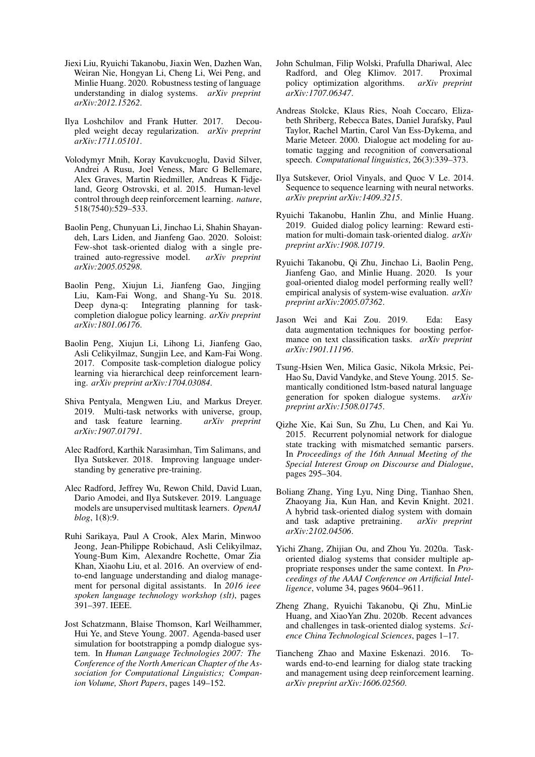Jiexi Liu, Ryuichi Takanobu, Jiaxin Wen, Dazhen Wan, Weiran Nie, Hongyan Li, Cheng Li, Wei Peng, and Minlie Huang. 2020. Robustness testing of language understanding in dialog systems. *arXiv preprint arXiv:2012.15262*.

Ilya Loshchilov and Frank Hutter. 2017. Decoupled weight decay regularization. *arXiv preprint arXiv:1711.05101*.

Volodymyr Mnih, Koray Kavukcuoglu, David Silver, Andrei A Rusu, Joel Veness, Marc G Bellemare, Alex Graves, Martin Riedmiller, Andreas K Fidjeland, Georg Ostrovski, et al. 2015. Human-level control through deep reinforcement learning. *nature*, 518(7540):529–533.

Baolin Peng, Chunyuan Li, Jinchao Li, Shahin Shayandeh, Lars Liden, and Jianfeng Gao. 2020. Soloist: Few-shot task-oriented dialog with a single pretrained auto-regressive model. *arXiv preprint arXiv:2005.05298*.

Baolin Peng, Xiujun Li, Jianfeng Gao, Jingjing Liu, Kam-Fai Wong, and Shang-Yu Su. 2018. Deep dyna-q: Integrating planning for task-completion dialogue policy learning. *arXiv preprint arXiv:1801.06176*.

Baolin Peng, Xiujun Li, Lihong Li, Jianfeng Gao, Asli Celikyilmaz, Sungjin Lee, and Kam-Fai Wong. 2017. Composite task-completion dialogue policy learning via hierarchical deep reinforcement learning. *arXiv preprint arXiv:1704.03084*.

Shiva Pentyala, Mengwen Liu, and Markus Dreyer. 2019. Multi-task networks with universe, group, and task feature learning. *arXiv preprint arXiv:1907.01791*.

Alec Radford, Karthik Narasimhan, Tim Salimans, and Ilya Sutskever. 2018. Improving language understanding by generative pre-training.

Alec Radford, Jeffrey Wu, Rewon Child, David Luan, Dario Amodei, and Ilya Sutskever. 2019. Language models are unsupervised multitask learners. *OpenAI blog*, 1(8):9.

Ruhi Sarikaya, Paul A Crook, Alex Marin, Minwoo Jeong, Jean-Philippe Robichaud, Asli Celikyilmaz, Young-Bum Kim, Alexandre Rochette, Omar Zia Khan, Xiaohu Liu, et al. 2016. An overview of end-to-end language understanding and dialog management for personal digital assistants. In *2016 ieee spoken language technology workshop (slt)*, pages 391–397. IEEE.

Jost Schatzmann, Blaise Thomson, Karl Weilhammer, Hui Ye, and Steve Young. 2007. Agenda-based user simulation for bootstrapping a pomdp dialogue system. In *Human Language Technologies 2007: The Conference of the North American Chapter of the Association for Computational Linguistics; Companion Volume, Short Papers*, pages 149–152.

John Schulman, Filip Wolski, Prafulla Dhariwal, Alec Radford, and Oleg Klimov. 2017. Proximal policy optimization algorithms. *arXiv preprint arXiv:1707.06347*.

Andreas Stolcke, Klaus Ries, Noah Coccaro, Elizabeth Shriberg, Rebecca Bates, Daniel Jurafsky, Paul Taylor, Rachel Martin, Carol Van Ess-Dykema, and Marie Meteer. 2000. Dialogue act modeling for automatic tagging and recognition of conversational speech. *Computational linguistics*, 26(3):339–373.

Ilya Sutskever, Oriol Vinyals, and Quoc V Le. 2014. Sequence to sequence learning with neural networks. *arXiv preprint arXiv:1409.3215*.

Ryuichi Takanobu, Hanlin Zhu, and Minlie Huang. 2019. Guided dialog policy learning: Reward estimation for multi-domain task-oriented dialog. *arXiv preprint arXiv:1908.10719*.

Ryuichi Takanobu, Qi Zhu, Jinchao Li, Baolin Peng, Jianfeng Gao, and Minlie Huang. 2020. Is your goal-oriented dialog model performing really well? empirical analysis of system-wise evaluation. *arXiv preprint arXiv:2005.07362*.

Jason Wei and Kai Zou. 2019. Eda: Easy data augmentation techniques for boosting performance on text classification tasks. *arXiv preprint arXiv:1901.11196*.

Tsung-Hsien Wen, Milica Gasic, Nikola Mrksic, Pei-Hao Su, David Vandyke, and Steve Young. 2015. Semantically conditioned lstm-based natural language generation for spoken dialogue systems. *arXiv preprint arXiv:1508.01745*.

Qizhe Xie, Kai Sun, Su Zhu, Lu Chen, and Kai Yu. 2015. Recurrent polynomial network for dialogue state tracking with mismatched semantic parsers. In *Proceedings of the 16th Annual Meeting of the Special Interest Group on Discourse and Dialogue*, pages 295–304.

Boliang Zhang, Ying Lyu, Ning Ding, Tianhao Shen, Zhaoyang Jia, Kun Han, and Kevin Knight. 2021. A hybrid task-oriented dialog system with domain and task adaptive pretraining. *arXiv preprint arXiv:2102.04506*.

Yichi Zhang, Zhijian Ou, and Zhou Yu. 2020a. Task-oriented dialog systems that consider multiple appropriate responses under the same context. In *Proceedings of the AAAI Conference on Artificial Intelligence*, volume 34, pages 9604–9611.

Zheng Zhang, Ryuichi Takanobu, Qi Zhu, MinLie Huang, and XiaoYan Zhu. 2020b. Recent advances and challenges in task-oriented dialog systems. *Science China Technological Sciences*, pages 1–17.

Tiancheng Zhao and Maxine Eskenazi. 2016. Towards end-to-end learning for dialog state tracking and management using deep reinforcement learning. *arXiv preprint arXiv:1606.02560*.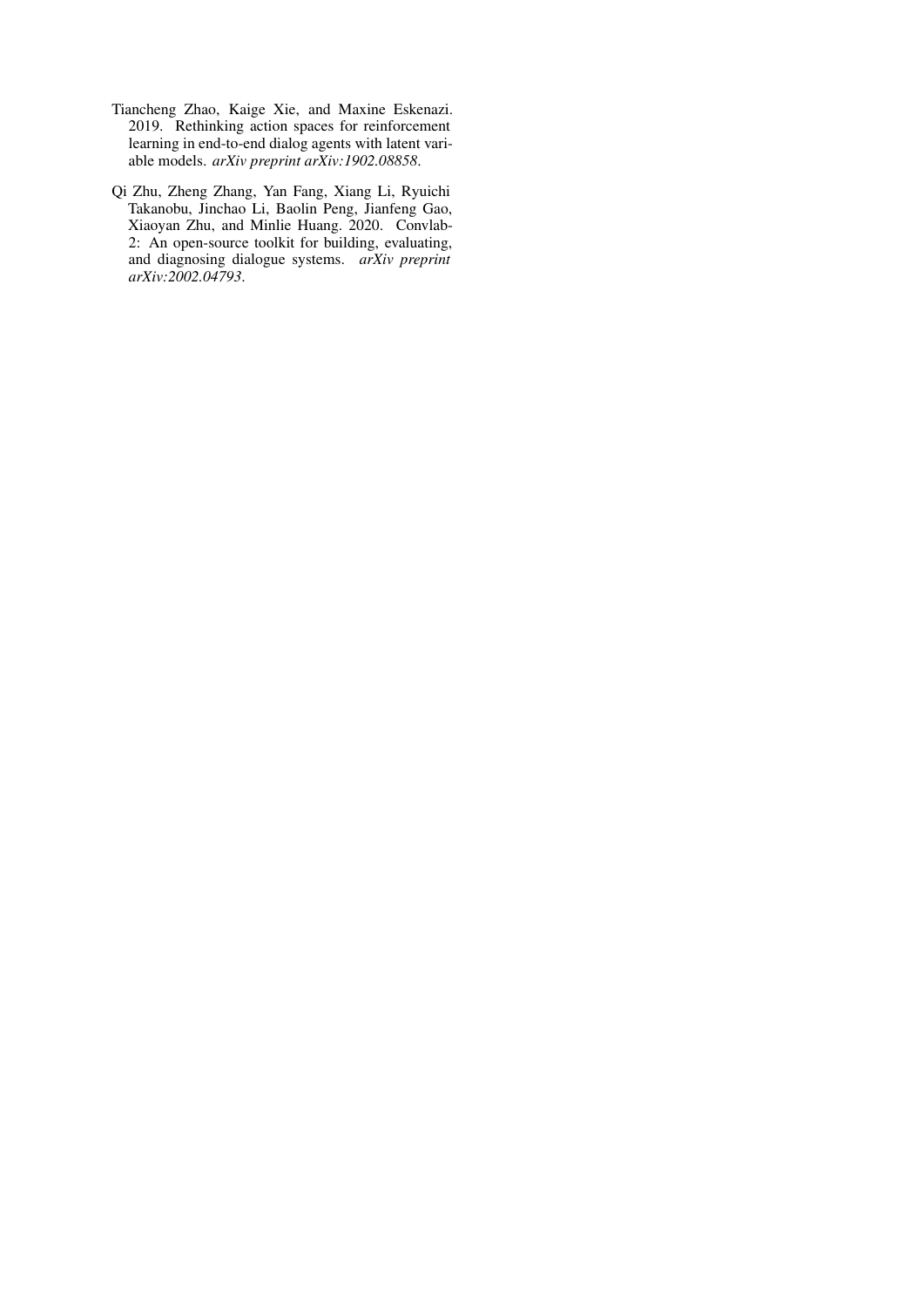Tiancheng Zhao, Kaige Xie, and Maxine Eskenazi. 2019. Rethinking action spaces for reinforcement learning in end-to-end dialog agents with latent variable models. *arXiv preprint arXiv:1902.08858*.

Qi Zhu, Zheng Zhang, Yan Fang, Xiang Li, Ryuichi Takanobu, Jinchao Li, Baolin Peng, Jianfeng Gao, Xiaoyan Zhu, and Minlie Huang. 2020. Convlab-2: An open-source toolkit for building, evaluating, and diagnosing dialogue systems. *arXiv preprint arXiv:2002.04793*.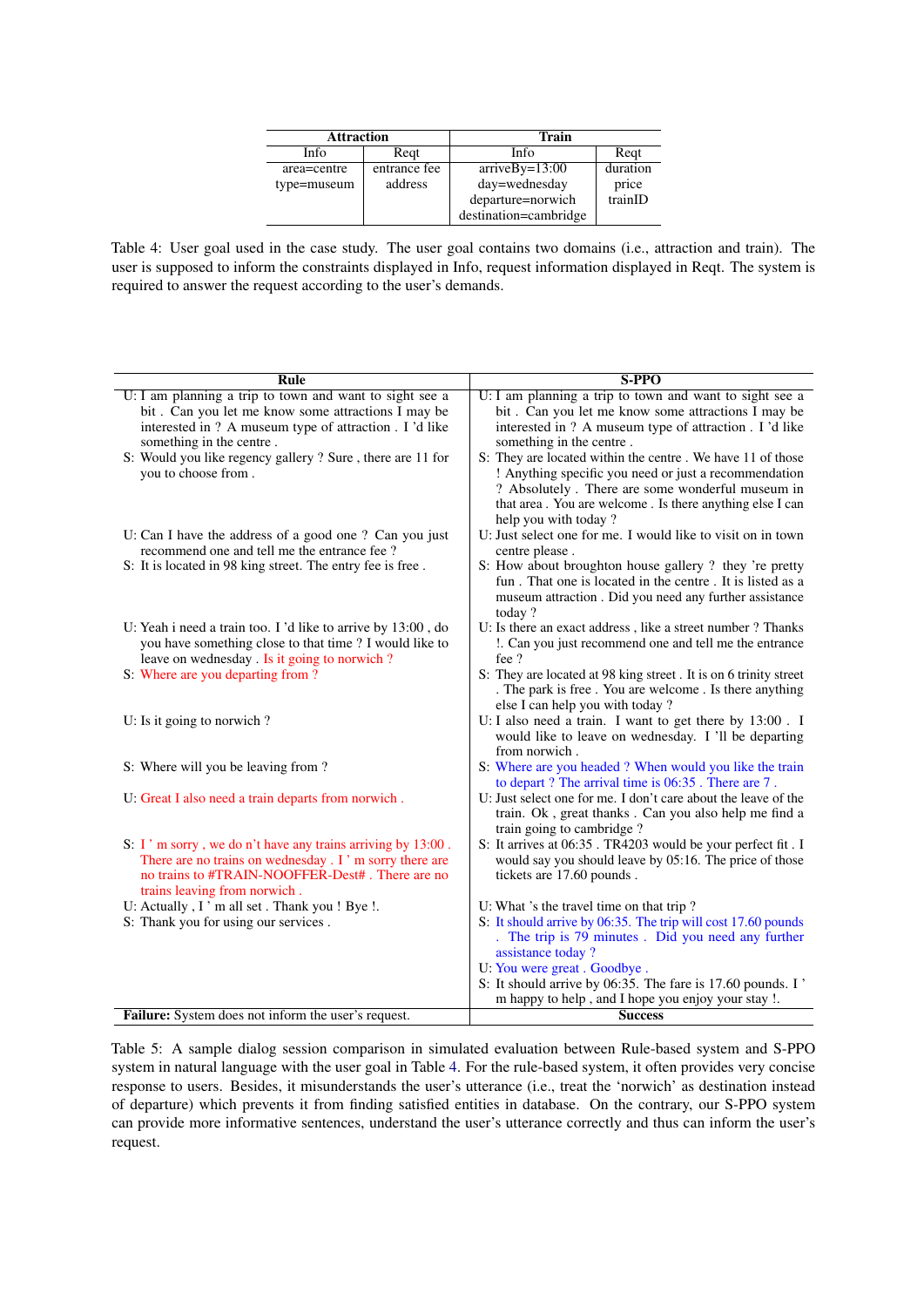| Attraction | | Train | |
|---|---|---|---|
| Info | Reqt | Info | Reqt |
| area=centre<br>type=museum | entrance fee<br>address | arriveBy=13:00<br>day=wednesday<br>departure=norwich<br>destination=cambridge | duration<br>price<br>trainID |

Table 4: User goal used in the case study. The user goal contains two domains (i.e., attraction and train). The user is supposed to inform the constraints displayed in Info, request information displayed in Reqt. The system is required to answer the request according to the user's demands.

| Rule | S-PPO |
|---|---|
| U: I am planning a trip to town and want to sight see a bit . Can you let me know some attractions I may be interested in ? A museum type of attraction . I 'd like something in the centre . | U: I am planning a trip to town and want to sight see a bit . Can you let me know some attractions I may be interested in ? A museum type of attraction . I 'd like something in the centre . |
| S: Would you like regency gallery ? Sure , there are 11 for you to choose from . | S: They are located within the centre . We have 11 of those ! Anything specific you need or just a recommendation ? Absolutely . There are some wonderful museum in that area . You are welcome . Is there anything else I can help you with today ? |
| U: Can I have the address of a good one ? Can you just recommend one and tell me the entrance fee ? | U: Just select one for me. I would like to visit on in town centre please . |
| S: It is located in 98 king street. The entry fee is free . | S: How about broughton house gallery ? they 're pretty fun . That one is located in the centre . It is listed as a museum attraction . Did you need any further assistance today ? |
| U: Yeah i need a train too. I 'd like to arrive by 13:00 , do you have something close to that time ? I would like to leave on wednesday . Is it going to norwich ? | U: Is there an exact address , like a street number ? Thanks !. Can you just recommend one and tell me the entrance fee ? |
| S: Where are you departing from ? | S: They are located at 98 king street . It is on 6 trinity street . The park is free . You are welcome . Is there anything else I can help you with today ? |
| U: Is it going to norwich ? | U: I also need a train. I want to get there by 13:00 . I would like to leave on wednesday. I 'll be departing from norwich . |
| S: Where will you be leaving from ? | S: Where are you headed ? When would you like the train to depart ? The arrival time is 06:35 . There are 7 . |
| U: Great I also need a train departs from norwich . | U: Just select one for me. I don't care about the leave of the train. Ok , great thanks . Can you also help me find a train going to cambridge ? |
| S: I ' m sorry , we do n't have any trains arriving by 13:00 . There are no trains on wednesday . I ' m sorry there are no trains to #TRAIN-NOOFFER-Dest# . There are no trains leaving from norwich . | S: It arrives at 06:35 . TR4203 would be your perfect fit . I would say you should leave by 05:16. The price of those tickets are 17.60 pounds . |
| U: Actually , I ' m all set . Thank you ! Bye !. | U: What 's the travel time on that trip ? |
| S: Thank you for using our services . | S: It should arrive by 06:35. The trip will cost 17.60 pounds . The trip is 79 minutes . Did you need any further assistance today ? |
| | U: You were great . Goodbye . |
| | S: It should arrive by 06:35. The fare is 17.60 pounds. I ' m happy to help , and I hope you enjoy your stay !. |
| **Failure:** System does not inform the user's request. | **Success** |

Table 5: A sample dialog session comparison in simulated evaluation between Rule-based system and S-PPO system in natural language with the user goal in Table 4. For the rule-based system, it often provides very concise response to users. Besides, it misunderstands the user's utterance (i.e., treat the 'norwich' as destination instead of departure) which prevents it from finding satisfied entities in database. On the contrary, our S-PPO system can provide more informative sentences, understand the user's utterance correctly and thus can inform the user's request.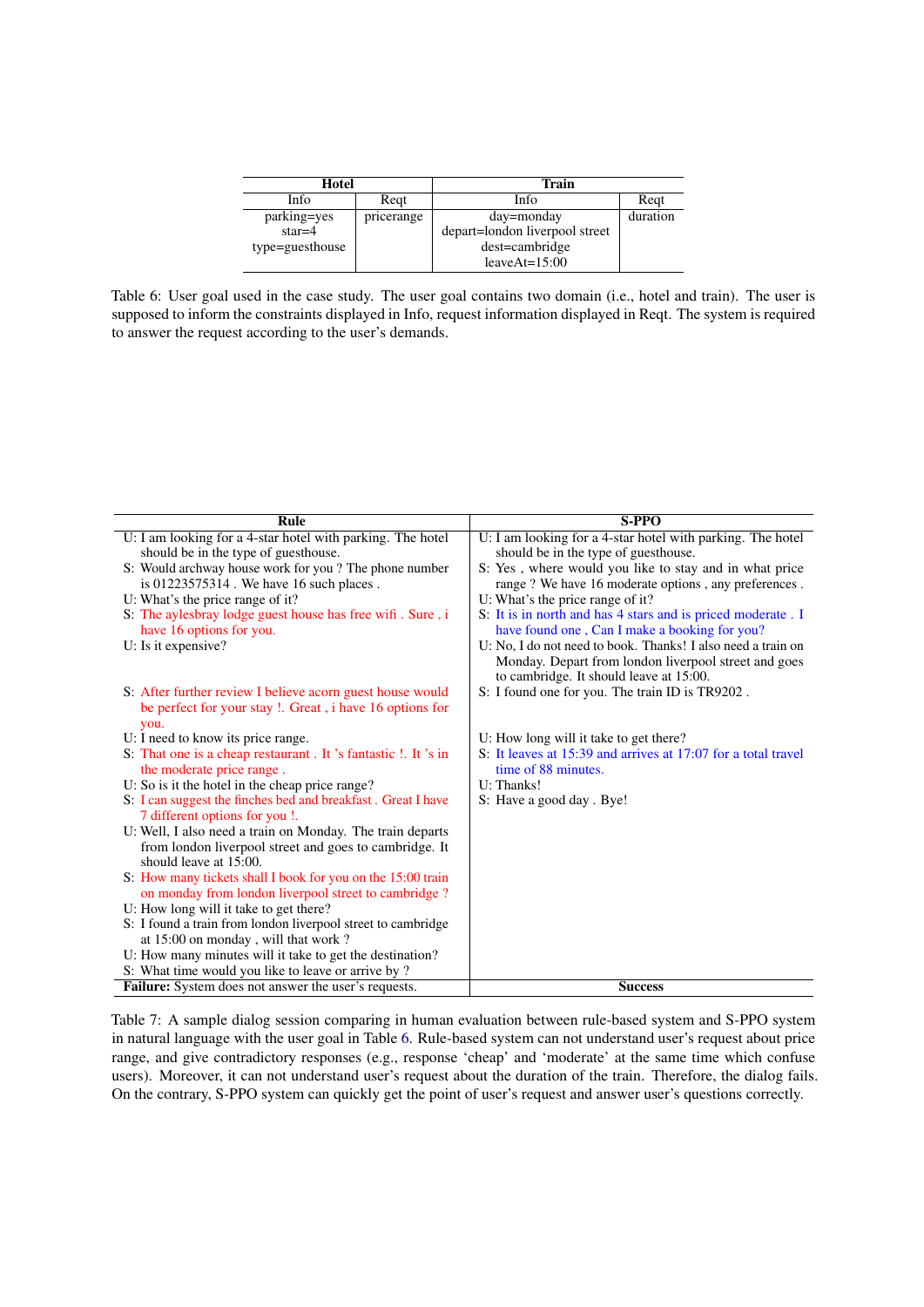| Hotel | | Train | |
|---|---|---|---|
| Info | Reqt | Info | Reqt |
| parking=yes<br>star=4<br>type=guesthouse | pricerange | day=monday<br>depart=london liverpool street<br>dest=cambridge<br>leaveAt=15:00 | duration |

Table 6: User goal used in the case study. The user goal contains two domain (i.e., hotel and train). The user is supposed to inform the constraints displayed in Info, request information displayed in Reqt. The system is required to answer the request according to the user's demands.

| Rule | S-PPO |
|---|---|
| U: I am looking for a 4-star hotel with parking. The hotel should be in the type of guesthouse. | U: I am looking for a 4-star hotel with parking. The hotel should be in the type of guesthouse. |
| S: Would archway house work for you ? The phone number is 01223575314 . We have 16 such places . | S: Yes , where would you like to stay and in what price range ? We have 16 moderate options , any preferences . |
| U: What's the price range of it? | U: What's the price range of it? |
| S: The aylesbray lodge guest house has free wifi . Sure , i have 16 options for you. | S: It is in north and has 4 stars and is priced moderate . I have found one , Can I make a booking for you? |
| U: Is it expensive? | U: No, I do not need to book. Thanks! I also need a train on Monday. Depart from london liverpool street and goes to cambridge. It should leave at 15:00. |
| S: After further review I believe acorn guest house would be perfect for your stay !. Great , i have 16 options for you. | S: I found one for you. The train ID is TR9202 . |
| U: I need to know its price range. | U: How long will it take to get there? |
| S: That one is a cheap restaurant . It 's fantastic !. It 's in the moderate price range . | S: It leaves at 15:39 and arrives at 17:07 for a total travel time of 88 minutes. |
| U: So is it the hotel in the cheap price range? | U: Thanks! |
| S: I can suggest the finches bed and breakfast . Great I have 7 different options for you !. | S: Have a good day . Bye! |
| U: Well, I also need a train on Monday. The train departs from london liverpool street and goes to cambridge. It should leave at 15:00. | |
| S: How many tickets shall I book for you on the 15:00 train on monday from london liverpool street to cambridge ? | |
| U: How long will it take to get there? | |
| S: I found a train from london liverpool street to cambridge at 15:00 on monday , will that work ? | |
| U: How many minutes will it take to get the destination? | |
| S: What time would you like to leave or arrive by ? | |
| **Failure:** System does not answer the user's requests. | **Success** |

Table 7: A sample dialog session comparing in human evaluation between rule-based system and S-PPO system in natural language with the user goal in Table 6. Rule-based system can not understand user's request about price range, and give contradictory responses (e.g., response 'cheap' and 'moderate' at the same time which confuse users). Moreover, it can not understand user's request about the duration of the train. Therefore, the dialog fails. On the contrary, S-PPO system can quickly get the point of user's request and answer user's questions correctly.